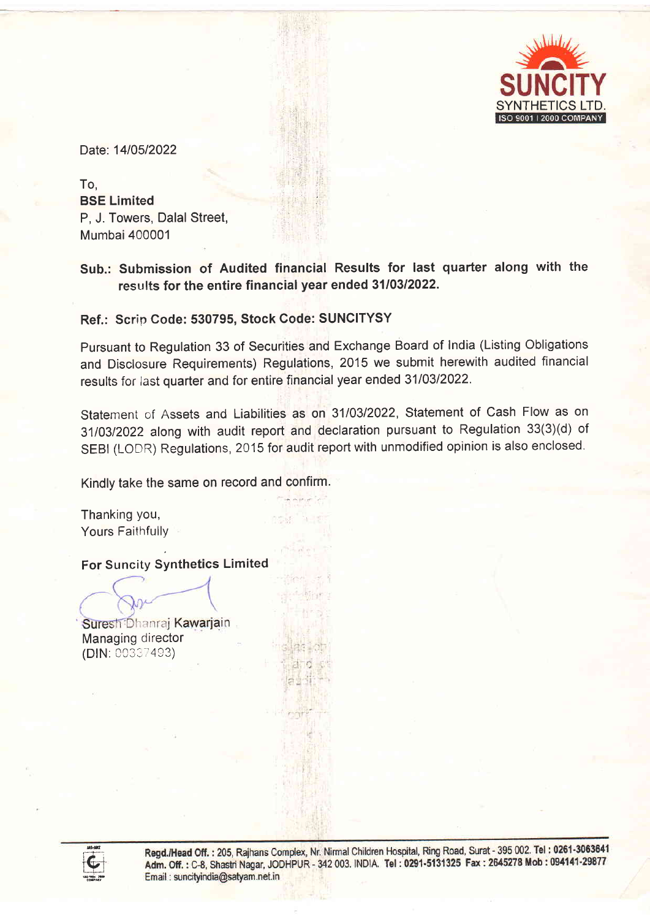SUNCITY
SYNTHETICS LTD.
ISO 9001 | 2000 COMPANY

Date: 14/05/2022

To,
**BSE Limited**
P, J. Towers, Dalal Street,
Mumbai 400001

**Sub.: Submission of Audited financial Results for last quarter along with the results for the entire financial year ended 31/03/2022.**

**Ref.: Scrip Code: 530795, Stock Code: SUNCITYSY**

Pursuant to Regulation 33 of Securities and Exchange Board of India (Listing Obligations and Disclosure Requirements) Regulations, 2015 we submit herewith audited financial results for last quarter and for entire financial year ended 31/03/2022.

Statement of Assets and Liabilities as on 31/03/2022, Statement of Cash Flow as on 31/03/2022 along with audit report and declaration pursuant to Regulation 33(3)(d) of SEBI (LODR) Regulations, 2015 for audit report with unmodified opinion is also enclosed.

Kindly take the same on record and confirm.

Thanking you,
Yours Faithfully

**For Suncity Synthetics Limited**

Suresh Dhanraj Kawarjain
Managing director
(DIN: 00337493)

**Regd./Head Off.:** 205, Rajhans Complex, Nr. Nirmal Children Hospital, Ring Road, Surat - 395 002. **Tel : 0261-3063641**
**Adm. Off. :** C-8, Shastri Nagar, JODHPUR - 342 003. INDIA. **Tel : 0291-5131325 Fax : 2645278 Mob : 094141-29877**
Email : suncityindia@satyam.net.in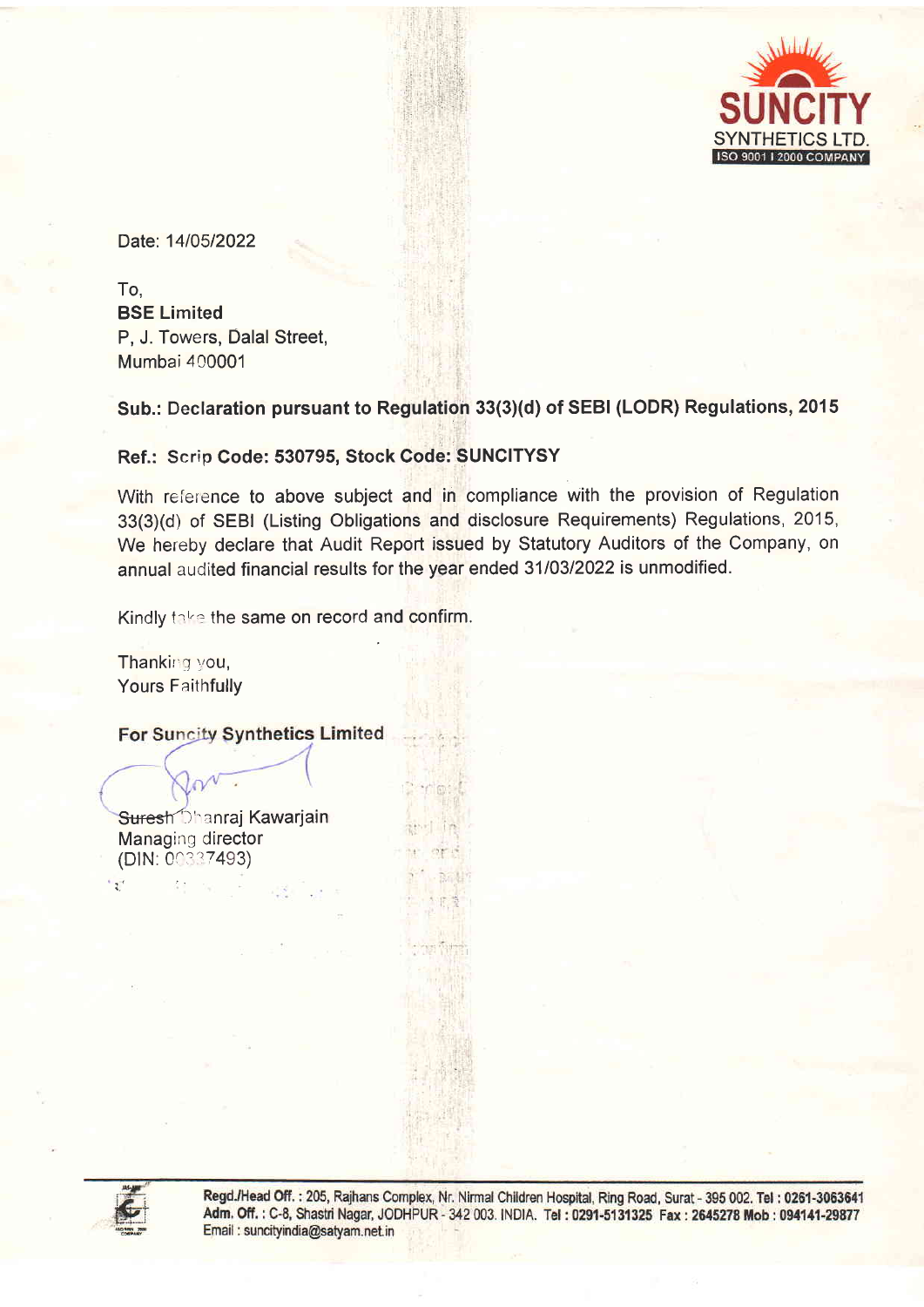SUNCITY
SYNTHETICS LTD.
ISO 9001 I 2000 COMPANY

Date: 14/05/2022

To,
**BSE Limited**
P, J. Towers, Dalal Street,
Mumbai 400001

**Sub.: Declaration pursuant to Regulation 33(3)(d) of SEBI (LODR) Regulations, 2015**

**Ref.: Scrip Code: 530795, Stock Code: SUNCITYSY**

With reference to above subject and in compliance with the provision of Regulation 33(3)(d) of SEBI (Listing Obligations and disclosure Requirements) Regulations, 2015, We hereby declare that Audit Report issued by Statutory Auditors of the Company, on annual audited financial results for the year ended 31/03/2022 is unmodified.

Kindly take the same on record and confirm.

Thanking you,
Yours Faithfully

**For Suncity Synthetics Limited**

Suresh Dhanraj Kawarjain
Managing director
(DIN: 00327493)

**Regd./Head Off.** : 205, Rajhans Complex, Nr. Nirmal Children Hospital, Ring Road, Surat - 395 002. **Tel : 0261-3063641**
**Adm. Off.** : C-8, Shastri Nagar, JODHPUR - 342 003. INDIA. **Tel : 0291-5131325 Fax : 2645278 Mob : 094141-29877**
Email : suncityindia@satyam.net.in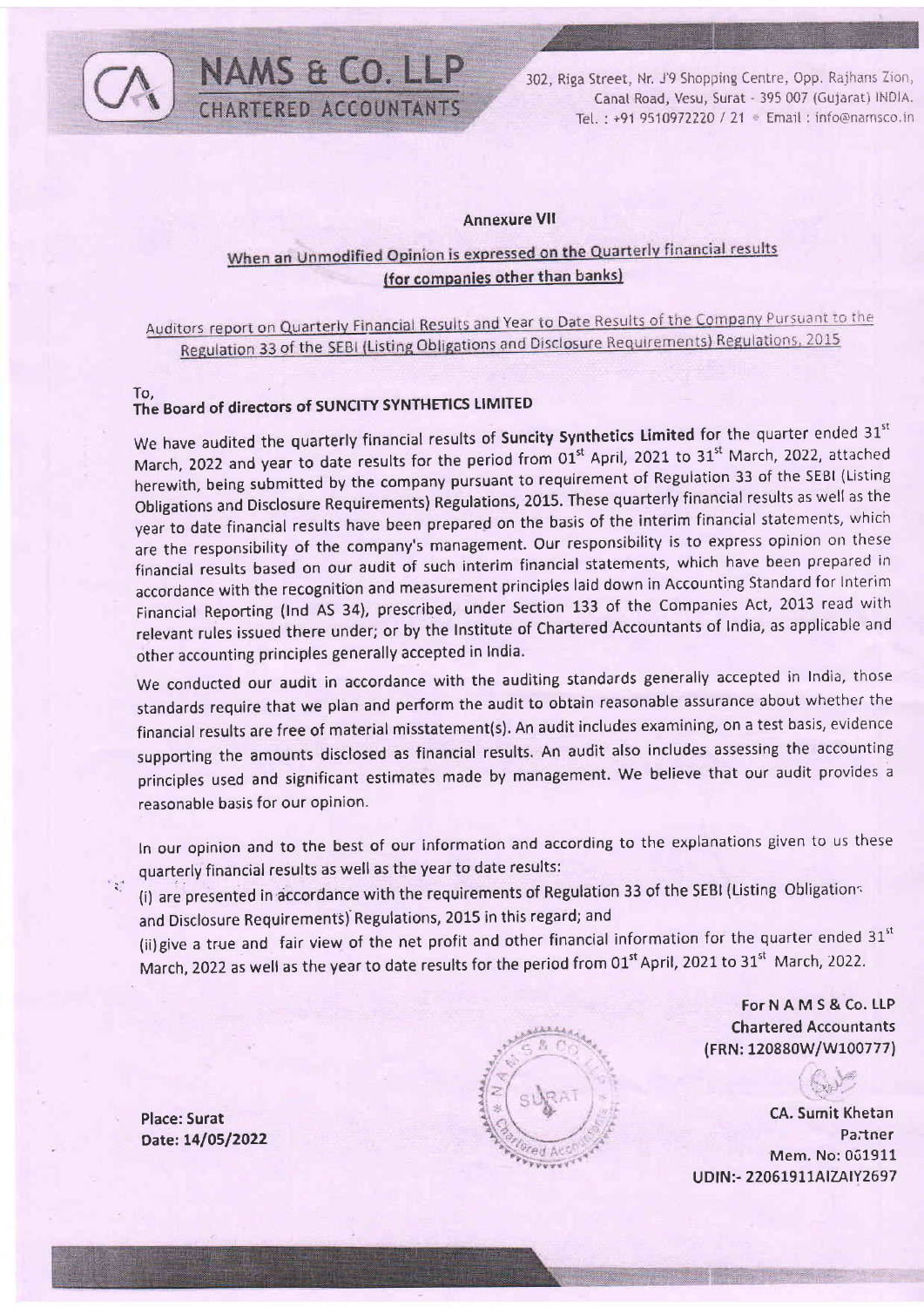**NAMS & Co. LLP**
**CHARTERED ACCOUNTANTS**

302, Riga Street, Nr. J'9 Shopping Centre, Opp. Rajhans Zion, Canal Road, Vesu, Surat - 395 007 (Gujarat) INDIA.
Tel. : +91 9510972220 / 21 ∘ Email : info@namsco.in

## Annexure VII

### When an Unmodified Opinion is expressed on the Quarterly financial results (for companies other than banks)

Auditors report on Quarterly Financial Results and Year to Date Results of the Company Pursuant to the Regulation 33 of the SEBI (Listing Obligations and Disclosure Requirements) Regulations, 2015

To,
**The Board of directors of SUNCITY SYNTHETICS LIMITED**

We have audited the quarterly financial results of **Suncity Synthetics Limited** for the quarter ended 31st March, 2022 and year to date results for the period from 01st April, 2021 to 31st March, 2022, attached herewith, being submitted by the company pursuant to requirement of Regulation 33 of the SEBI (Listing Obligations and Disclosure Requirements) Regulations, 2015. These quarterly financial results as well as the year to date financial results have been prepared on the basis of the interim financial statements, which are the responsibility of the company's management. Our responsibility is to express opinion on these financial results based on our audit of such interim financial statements, which have been prepared in accordance with the recognition and measurement principles laid down in Accounting Standard for Interim Financial Reporting (Ind AS 34), prescribed, under Section 133 of the Companies Act, 2013 read with relevant rules issued there under; or by the Institute of Chartered Accountants of India, as applicable and other accounting principles generally accepted in India.

We conducted our audit in accordance with the auditing standards generally accepted in India, those standards require that we plan and perform the audit to obtain reasonable assurance about whether the financial results are free of material misstatement(s). An audit includes examining, on a test basis, evidence supporting the amounts disclosed as financial results. An audit also includes assessing the accounting principles used and significant estimates made by management. We believe that our audit provides a reasonable basis for our opinion.

In our opinion and to the best of our information and according to the explanations given to us these quarterly financial results as well as the year to date results:

(i) are presented in accordance with the requirements of Regulation 33 of the SEBI (Listing Obligations and Disclosure Requirements) Regulations, 2015 in this regard; and

(ii) give a true and fair view of the net profit and other financial information for the quarter ended 31st March, 2022 as well as the year to date results for the period from 01st April, 2021 to 31st March, 2022.

For N A M S & Co. LLP
Chartered Accountants
(FRN: 120880W/W100777)

CA. Sumit Khetan
Partner
Mem. No: 061911
UDIN:- 22061911AIZAIY2697

Place: Surat
Date: 14/05/2022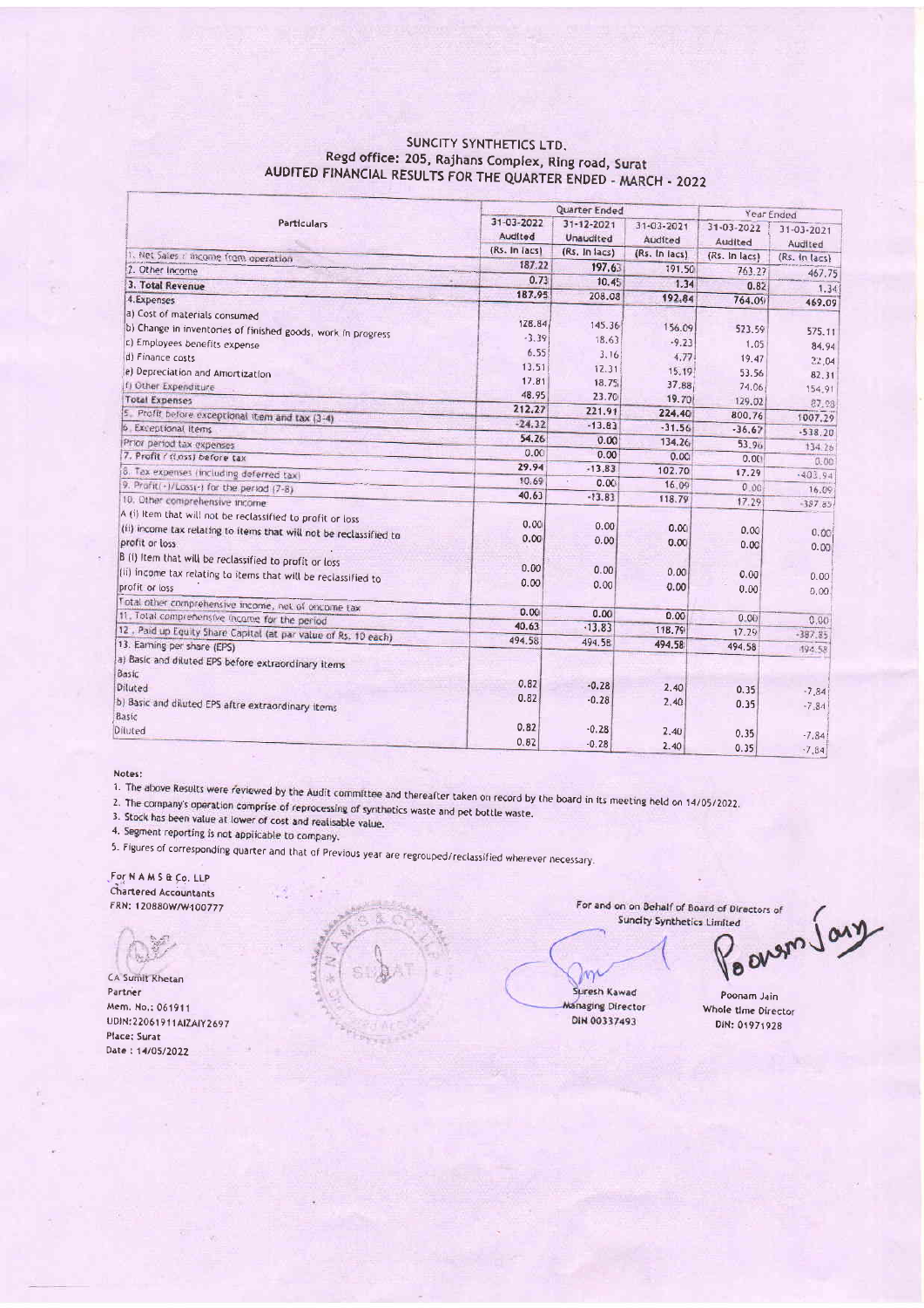# SUNCITY SYNTHETICS LTD.

## Regd office: 205, Rajhans Complex, Ring road, Surat

## AUDITED FINANCIAL RESULTS FOR THE QUARTER ENDED - MARCH - 2022

| Particulars | Quarter Ended | | | Year Ended | |
|---|---|---|---|---|---|
| | 31-03-2022 Audited (Rs. In lacs) | 31-12-2021 Unaudited (Rs. In lacs) | 31-03-2021 Audited (Rs. In lacs) | 31-03-2022 Audited (Rs. In lacs) | 31-03-2021 Audited (Rs. In lacs) |
| 1. Net Sales / Income from operation | 187.22 | 197.63 | 191.50 | 763.27 | 467.75 |
| 2. Other Income | 0.73 | 10.45 | 1.34 | 0.82 | 1.34 |
| **3. Total Revenue** | 187.95 | 208.08 | 192.84 | 764.09 | 469.09 |
| 4.Expenses | | | | | |
| a) Cost of materials consumed | 128.84 | 145.36 | 156.09 | 523.59 | 575.11 |
| b) Change in inventories of finished goods, work in progress | -3.39 | 18.63 | -9.23 | 1.05 | 84.94 |
| c) Employees benefits expense | 6.55 | 3.16 | 4.77 | 19.47 | 22.04 |
| d) Finance costs | 13.51 | 12.31 | 15.19 | 53.56 | 82.31 |
| e) Depreciation and Amortization | 17.81 | 18.75 | 37.88 | 74.06 | 154.91 |
| f) Other Expenditure | 48.95 | 23.70 | 19.70 | 129.02 | 87.98 |
| **Total Expenses** | 212.27 | 221.91 | 224.40 | 800.76 | 1007.29 |
| 5. Profit before exceptional item and tax (3-4) | -24.32 | -13.83 | -31.56 | -36.67 | -538.20 |
| 6. Exceptional Items | 54.26 | 0.00 | 134.26 | 53.96 | 134.26 |
| Prior period tax expenses | 0.00 | 0.00 | 0.00 | 0.00 | 0.00 |
| 7. Profit / (Loss) before tax | 29.94 | -13.83 | 102.70 | 17.29 | -403.94 |
| 8. Tax expenses (including deferred tax) | 10.69 | 0.00 | 16.09 | 0.00 | 16.09 |
| 9. Profit(+)/Loss(-) for the period (7-8) | 40.63 | -13.83 | 118.79 | 17.29 | -387.85 |
| 10. Other comprehensive income | | | | | |
| A (i) Item that will not be reclassified to profit or loss | 0.00 | 0.00 | 0.00 | 0.00 | 0.00 |
| (ii) income tax relating to items that will not be reclassified to profit or loss | 0.00 | 0.00 | 0.00 | 0.00 | 0.00 |
| B (i) Item that will be reclassified to profit or loss | 0.00 | 0.00 | 0.00 | 0.00 | 0.00 |
| (ii) income tax relating to items that will be reclassified to profit or loss | 0.00 | 0.00 | 0.00 | 0.00 | 0.00 |
| Total other comprehensive income, net of oncome tax | 0.00 | 0.00 | 0.00 | 0.00 | 0.00 |
| 11. Total comprehensive income for the period | 40.63 | -13.83 | 118.79 | 17.29 | -387.85 |
| 12. Paid up Equity Share Capital (at par value of Rs. 10 each) | 494.58 | 494.58 | 494.58 | 494.58 | 494.58 |
| 13. Earning per share (EPS) | | | | | |
| a) Basic and diluted EPS before extraordinary items | | | | | |
| Basic | 0.82 | -0.28 | 2.40 | 0.35 | -7.84 |
| Diluted | 0.82 | -0.28 | 2.40 | 0.35 | -7.84 |
| b) Basic and diluted EPS aftre extraordinary items | | | | | |
| Basic | 0.82 | -0.28 | 2.40 | 0.35 | -7.84 |
| Diluted | 0.82 | -0.28 | 2.40 | 0.35 | -7.84 |

Notes:

1. The above Results were reviewed by the Audit committee and thereafter taken on record by the board in its meeting held on 14/05/2022.
2. The company's operation comprise of reprocessing of synthetics waste and pet bottle waste.
3. Stock has been value at lower of cost and realisable value.
4. Segment reporting is not applicable to company.
5. Figures of corresponding quarter and that of Previous year are regrouped/reclassified wherever necessary.

For N A M S & Co. LLP
Chartered Accountants
FRN: 120880W/W100777

CA Sumit Khetan
Partner
Mem. No.: 061911
UDIN:22061911AIZAIY2697
Place: Surat
Date : 14/05/2022

For and on on Behalf of Board of Directors of
Suncity Synthetics Limited

Suresh Kawad
Managing Director
DIN 00337493

Poonam Jain
Whole time Director
DIN: 01971928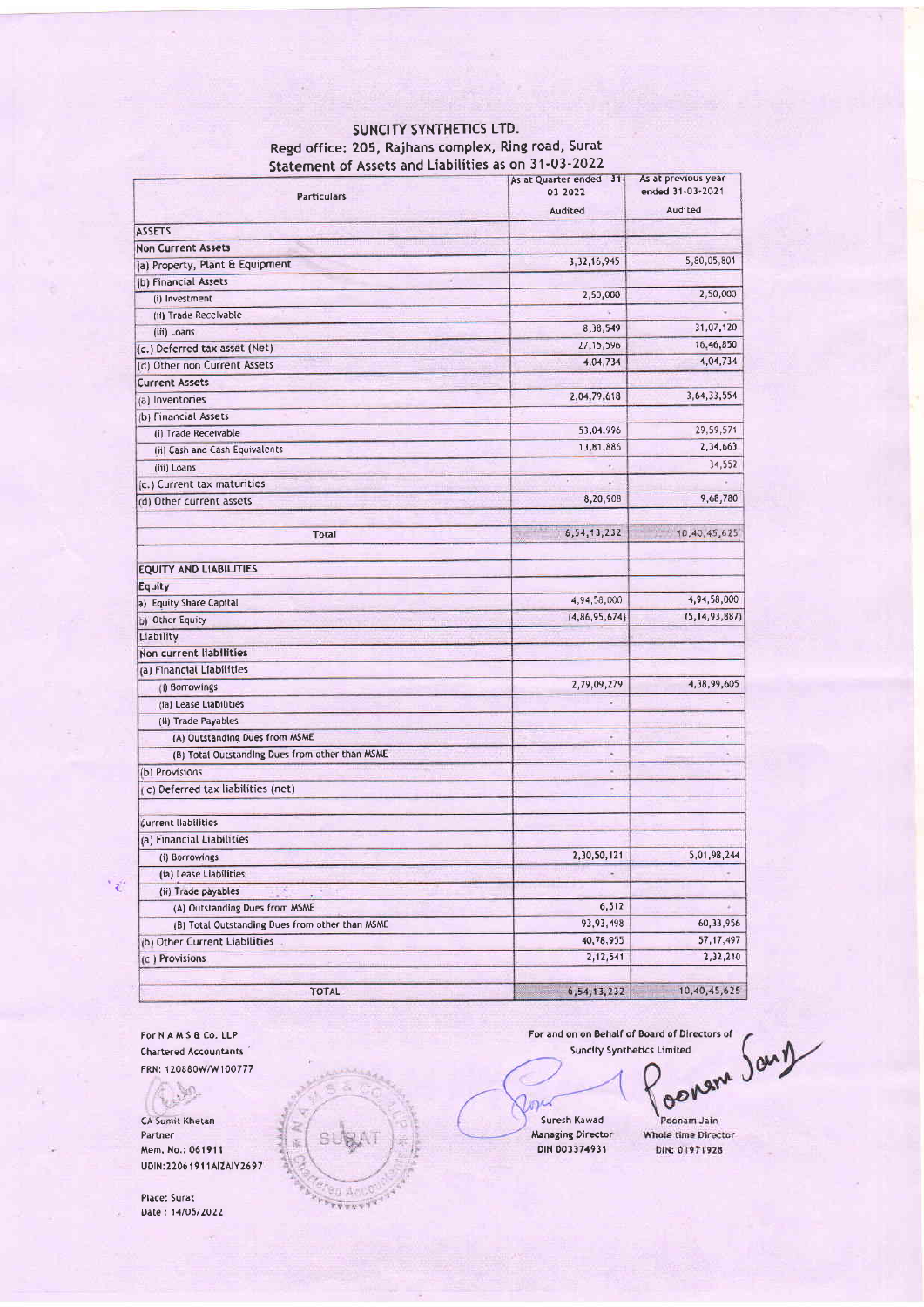# SUNCITY SYNTHETICS LTD.

## Regd office: 205, Rajhans complex, Ring road, Surat

## Statement of Assets and Liabilities as on 31-03-2022

| Particulars | As at Quarter ended 31-03-2022 | As at previous year ended 31-03-2021 |
|---|---|---|
| | Audited | Audited |
| **ASSETS** | | |
| **Non Current Assets** | | |
| (a) Property, Plant & Equipment | 3,32,16,945 | 5,80,05,801 |
| (b) Financial Assets | | |
| (i) Investment | 2,50,000 | 2,50,000 |
| (ii) Trade Receivable | - | - |
| (iii) Loans | 8,38,549 | 31,07,120 |
| (c.) Deferred tax asset (Net) | 27,15,596 | 16,46,850 |
| (d) Other non Current Assets | 4,04,734 | 4,04,734 |
| **Current Assets** | | |
| (a) Inventories | 2,04,79,618 | 3,64,33,554 |
| (b) Financial Assets | | |
| (i) Trade Receivable | 53,04,996 | 29,59,571 |
| (ii) Cash and Cash Equivalents | 13,81,886 | 2,34,663 |
| (iii) Loans | - | 34,552 |
| (c.) Current tax maturities | - | - |
| (d) Other current assets | 8,20,908 | 9,68,780 |
| **Total** | 6,54,13,232 | 10,40,45,625 |
| **EQUITY AND LIABILITIES** | | |
| **Equity** | | |
| a) Equity Share Capital | 4,94,58,000 | 4,94,58,000 |
| b) Other Equity | (4,86,95,674) | (5,14,93,887) |
| **Liability** | | |
| **Non current liabilities** | | |
| (a) Financial Liabilities | | |
| (i) Borrowings | 2,79,09,279 | 4,38,99,605 |
| (ia) Lease Liabilities | - | - |
| (ii) Trade Payables | | |
| (A) Outstanding Dues from MSME | - | - |
| (B) Total Outstanding Dues from other than MSME | - | - |
| (b) Provisions | - | - |
| (c) Deferred tax liabilities (net) | - | |
| **Current liabilities** | | |
| (a) Financial Liabilities | | |
| (i) Borrowings | 2,30,50,121 | 5,01,98,244 |
| (ia) Lease Liabilities | - | - |
| (ii) Trade payables | | |
| (A) Outstanding Dues from MSME | 6,512 | - |
| (B) Total Outstanding Dues from other than MSME | 93,93,498 | 60,33,956 |
| (b) Other Current Liabilities | 40,78,955 | 57,17,497 |
| (c) Provisions | 2,12,541 | 2,32,210 |
| **TOTAL** | 6,54,13,232 | 10,40,45,625 |

For N A M S & Co. LLP
Chartered Accountants
FRN: 120880W/W100777

CA Sumit Khetan
Partner
Mem. No.: 061911
UDIN:22061911AIZAIY2697

Place: Surat
Date : 14/05/2022

For and on on Behalf of Board of Directors of
Suncity Synthetics Limited

Suresh Kawad
Managing Director
DIN 003374931

Poonam Jain
Whole time Director
DIN: 01971928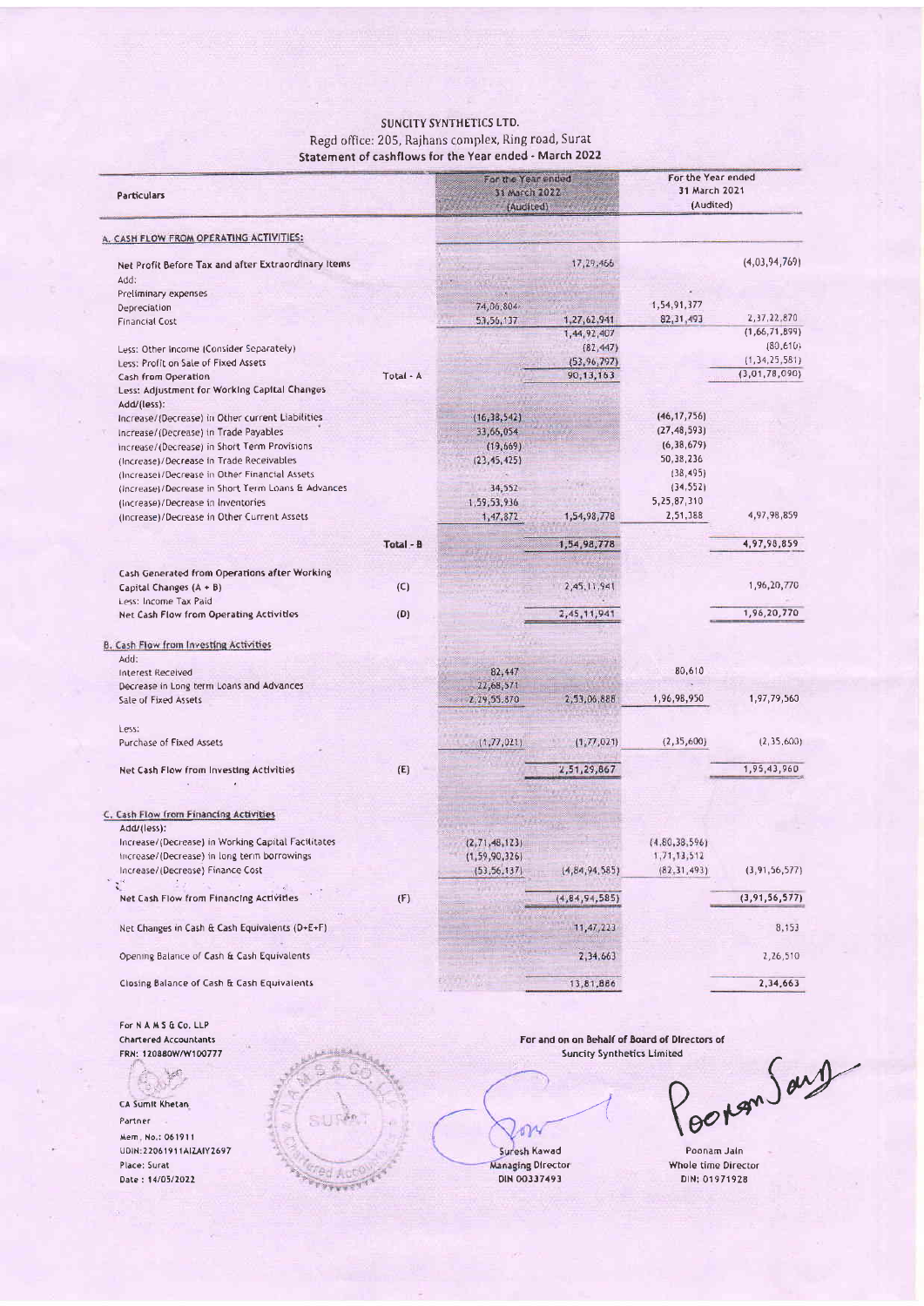SUNCITY SYNTHETICS LTD.

Regd office: 205, Rajhans complex, Ring road, Surat

**Statement of cashflows for the Year ended - March 2022**

| Particulars | | For the Year ended 31 March 2022 (Audited) | | For the Year ended 31 March 2021 (Audited) | |
|---|---|---|---|---|---|
| **A. CASH FLOW FROM OPERATING ACTIVITIES:** | | | | | |
| Net Profit Before Tax and after Extraordinary Items | | | 17,29,466 | | (4,03,94,769) |
| Add: | | | | | |
| Preliminary expenses | | | | - | |
| Depreciation | | 74,06,804 | | 1,54,91,377 | |
| Financial Cost | | 53,56,137 | 1,27,62,941 | 82,31,493 | 2,37,22,870 |
| | | | 1,44,92,407 | | (1,66,71,899) |
| Less: Other Income (Consider Separately) | | | (82,447) | | (80,610) |
| Less: Profit on Sale of Fixed Assets | | | (53,96,797) | | (1,34,25,581) |
| Cash from Operation | Total - A | | 90,13,163 | | (3,01,78,090) |
| Less: Adjustment for Working Capital Changes | | | | | |
| Add/(less): | | | | | |
| Increase/(Decrease) in Other current Liabilities | | (16,38,542) | | (46,17,756) | |
| Increase/(Decrease) in Trade Payables | | 33,66,054 | | (27,48,593) | |
| Increase/(Decrease) in Short Term Provisions | | (19,669) | | (6,38,679) | |
| (Increase)/Decrease in Trade Receivables | | (23,45,425) | | 50,38,236 | |
| (Increase)/Decrease in Other Financial Assets | | - | | (38,495) | |
| (Increase)/Decrease in Short Term Loans & Advances | | 34,552 | | (34,552) | |
| (Increase)/Decrease in Inventories | | 1,59,53,936 | | 5,25,87,310 | |
| (Increase)/Decrease in Other Current Assets | | 1,47,872 | 1,54,98,778 | 2,51,388 | 4,97,98,859 |
| | Total - B | | 1,54,98,778 | | 4,97,98,859 |
| Cash Generated from Operations after Working Capital Changes (A + B) | (C) | | 2,45,11,941 | | 1,96,20,770 |
| Less: Income Tax Paid | | | - | | - |
| Net Cash Flow from Operating Activities | (D) | | 2,45,11,941 | | 1,96,20,770 |
| **B. Cash Flow from Investing Activities** | | | | | |
| Add: | | | | | |
| Interest Received | | 82,447 | | 80,610 | |
| Decrease in Long term Loans and Advances | | 22,68,571 | | - | |
| Sale of Fixed Assets | | 2,29,55,870 | 2,53,06,888 | 1,96,98,950 | 1,97,79,560 |
| Less: | | | | | |
| Purchase of Fixed Assets | | (1,77,021) | (1,77,021) | (2,35,600) | (2,35,600) |
| Net Cash Flow from Investing Activities | (E) | | 2,51,29,867 | | 1,95,43,960 |
| **C. Cash Flow from Financing Activities** | | | | | |
| Add/(less): | | | | | |
| Increase/(Decrease) in Working Capital Facilitates | | (2,71,48,123) | | (4,80,38,596) | |
| Increase/(Decrease) in long term borrowings | | (1,59,90,326) | | 1,71,13,512 | |
| Increase/(Decrease) Finance Cost | | (53,56,137) | (4,84,94,585) | (82,31,493) | (3,91,56,577) |
| Net Cash Flow from Financing Activities | (F) | | (4,84,94,585) | | (3,91,56,577) |
| Net Changes in Cash & Cash Equivalents (D+E+F) | | | 11,47,223 | | 8,153 |
| Opening Balance of Cash & Cash Equivalents | | | 2,34,663 | | 2,26,510 |
| Closing Balance of Cash & Cash Equivalents | | | 13,81,886 | | 2,34,663 |

For N A M S & Co. LLP
Chartered Accountants
FRN: 120880W/W100777

CA Sumit Khetan
Partner
Mem. No.: 061911
UDIN: 22061911AIZAIY2697
Place: Surat
Date: 14/05/2022

For and on on Behalf of Board of Directors of
Suncity Synthetics Limited

Suresh Kawad
Managing Director
DIN 00337493

Poonam Jain
Whole time Director
DIN: 01971928